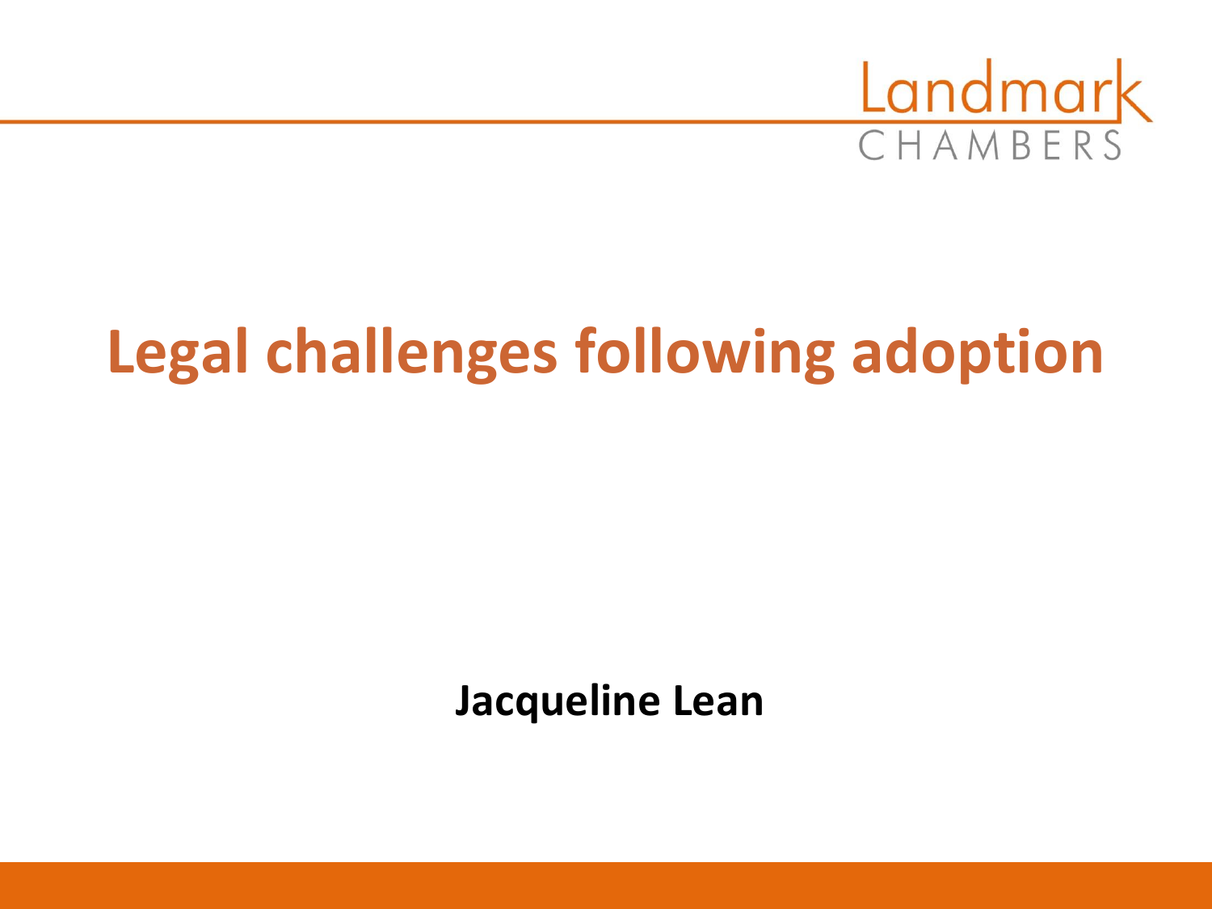Landmark CHAMBERS

# Legal challenges following adoption

**Jacqueline Lean**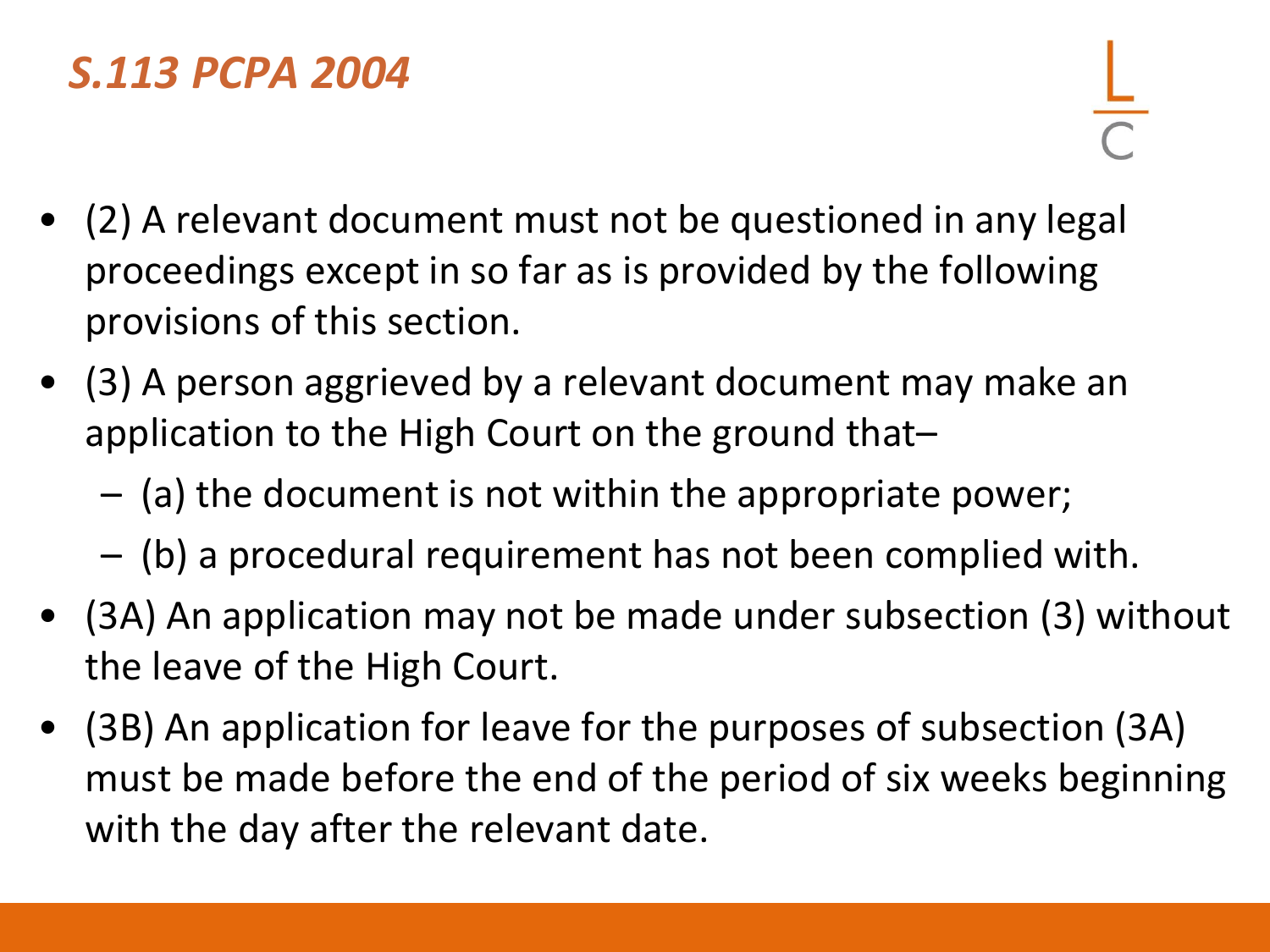## *S.113 PCPA 2004*

- (2) A relevant document must not be questioned in any legal proceedings except in so far as is provided by the following provisions of this section.
- (3) A person aggrieved by a relevant document may make an application to the High Court on the ground that–
  - (a) the document is not within the appropriate power;
  - (b) a procedural requirement has not been complied with.
- (3A) An application may not be made under subsection (3) without the leave of the High Court.
- (3B) An application for leave for the purposes of subsection (3A) must be made before the end of the period of six weeks beginning with the day after the relevant date.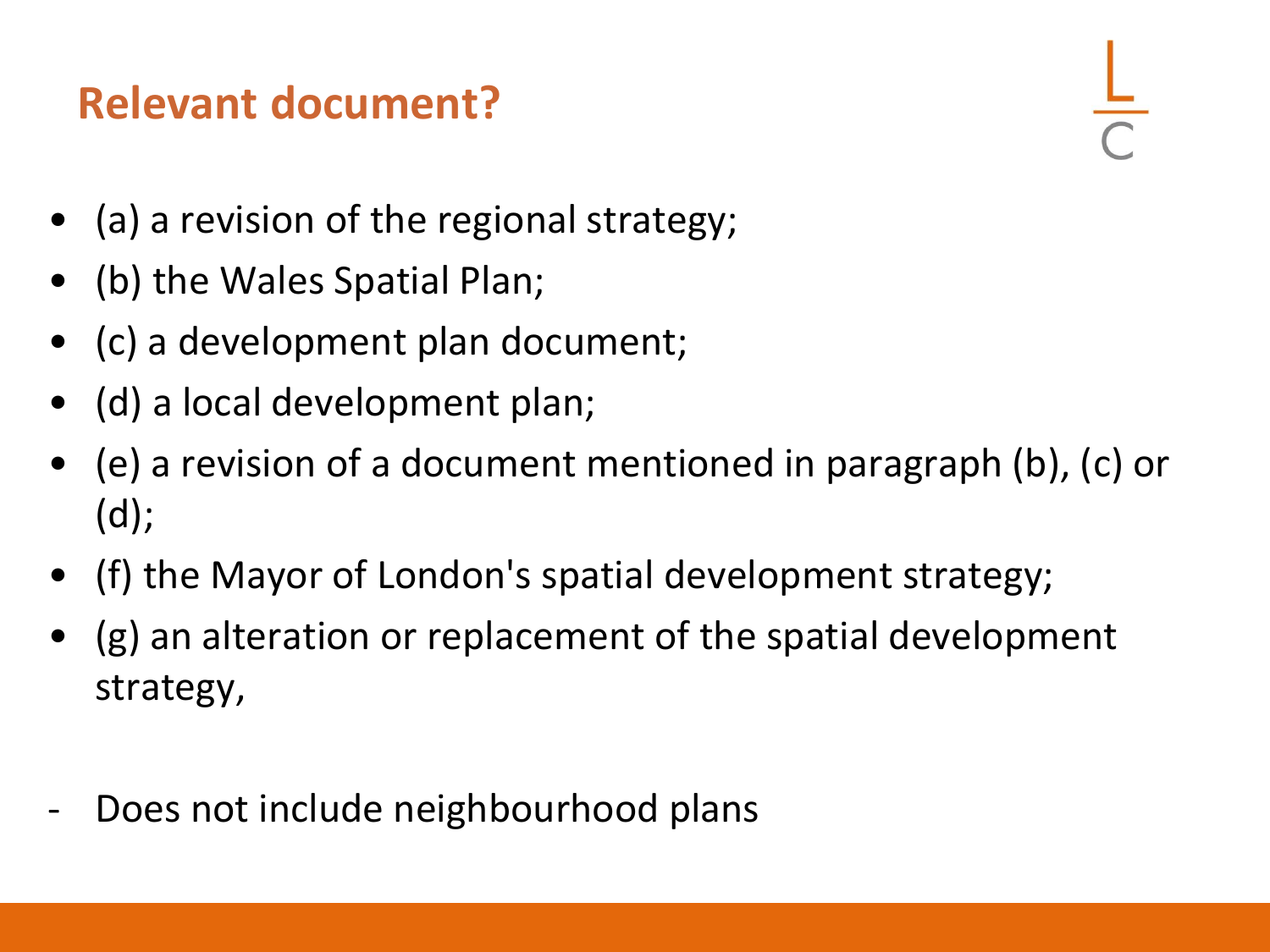## Relevant document?

- (a) a revision of the regional strategy;
- (b) the Wales Spatial Plan;
- (c) a development plan document;
- (d) a local development plan;
- (e) a revision of a document mentioned in paragraph (b), (c) or (d);
- (f) the Mayor of London's spatial development strategy;
- (g) an alteration or replacement of the spatial development strategy,

- Does not include neighbourhood plans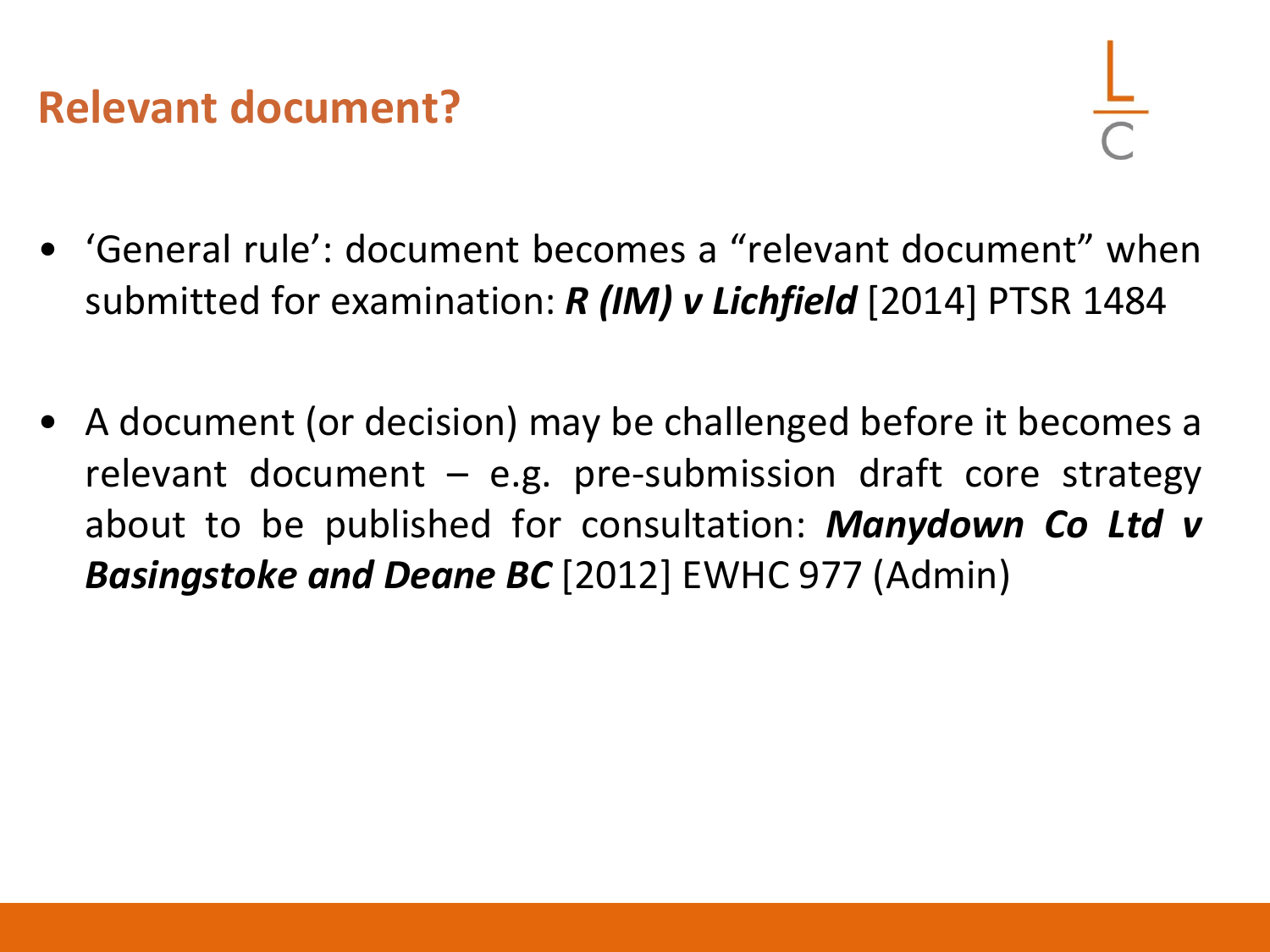## Relevant document?

- 'General rule': document becomes a "relevant document" when submitted for examination: ***R (IM) v Lichfield*** [2014] PTSR 1484

- A document (or decision) may be challenged before it becomes a relevant document – e.g. pre-submission draft core strategy about to be published for consultation: ***Manydown Co Ltd v Basingstoke and Deane BC*** [2012] EWHC 977 (Admin)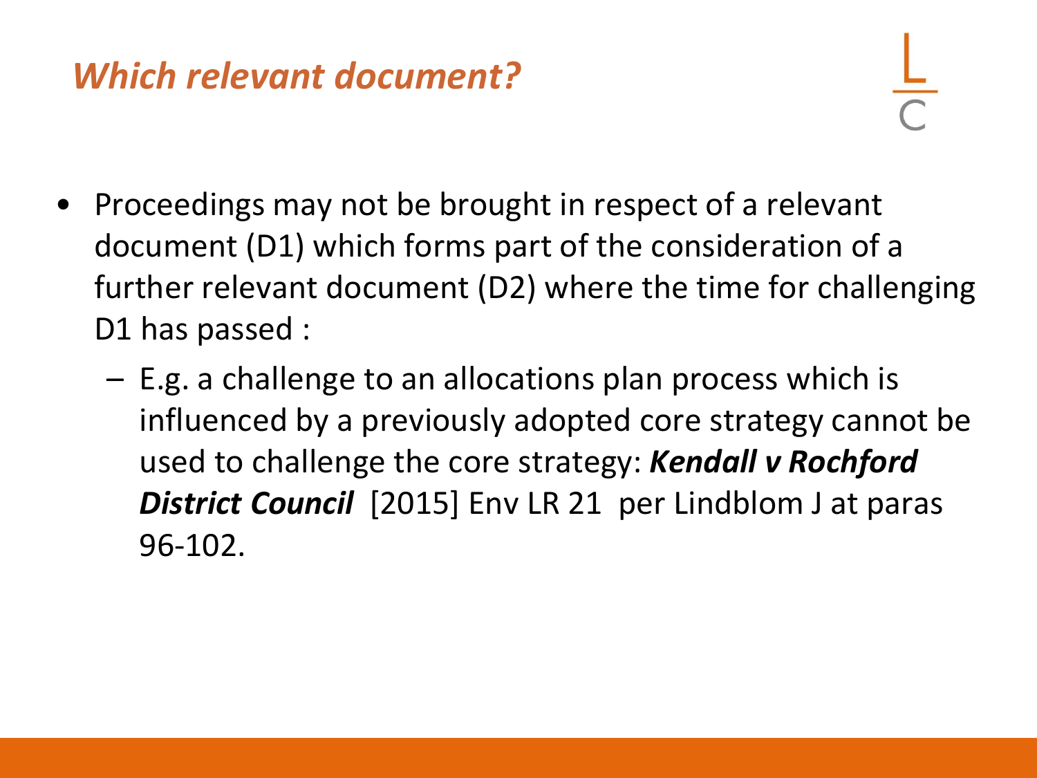## *Which relevant document?*

- Proceedings may not be brought in respect of a relevant document (D1) which forms part of the consideration of a further relevant document (D2) where the time for challenging D1 has passed :
  - E.g. a challenge to an allocations plan process which is influenced by a previously adopted core strategy cannot be used to challenge the core strategy: ***Kendall v Rochford District Council*** [2015] Env LR 21 per Lindblom J at paras 96-102.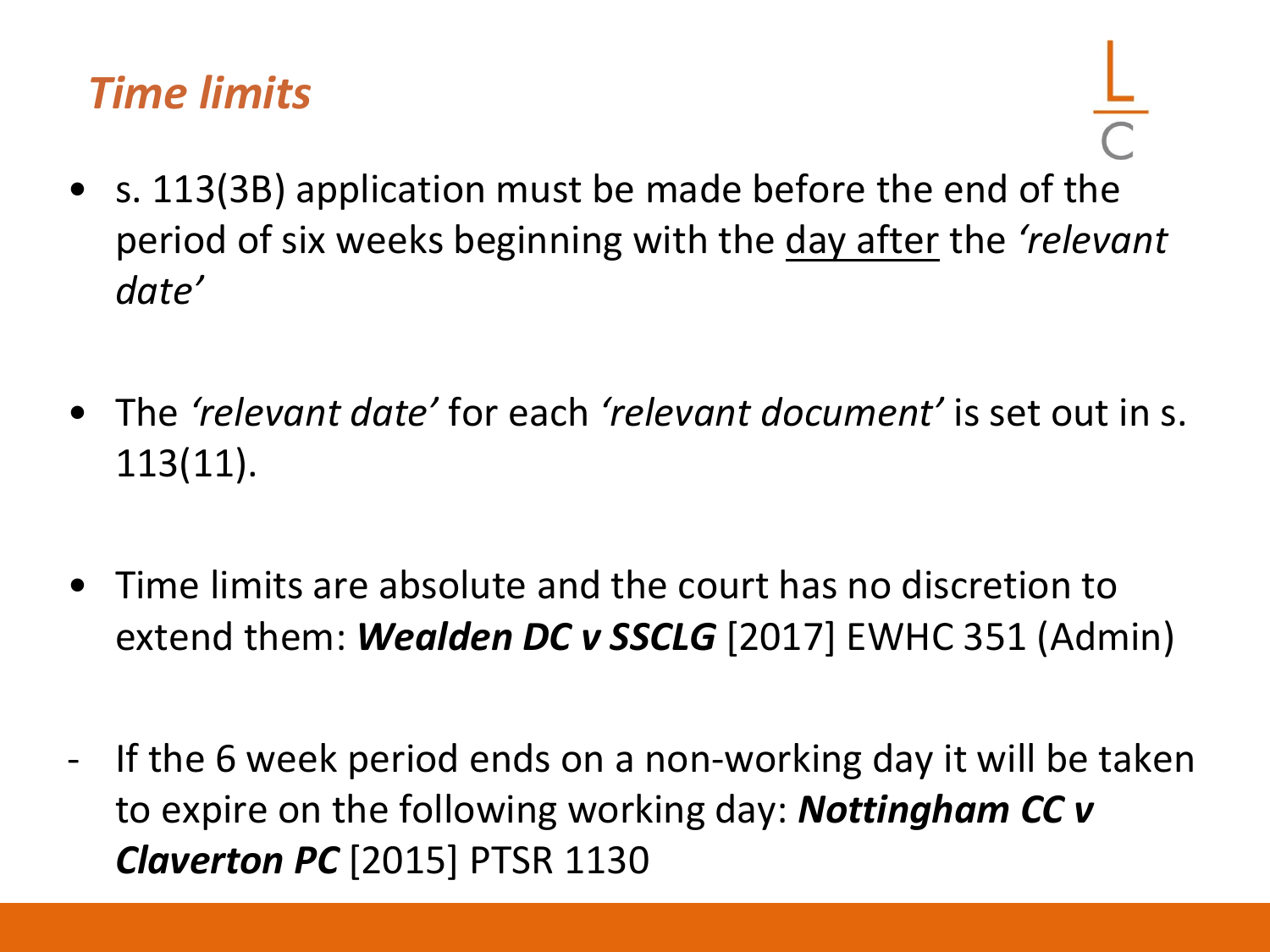# *Time limits*

- s. 113(3B) application must be made before the end of the period of six weeks beginning with the <u>day after</u> the *'relevant date'*

- The *'relevant date'* for each *'relevant document'* is set out in s. 113(11).

- Time limits are absolute and the court has no discretion to extend them: ***Wealden DC v SSCLG*** [2017] EWHC 351 (Admin)

  - If the 6 week period ends on a non-working day it will be taken to expire on the following working day: ***Nottingham CC v Claverton PC*** [2015] PTSR 1130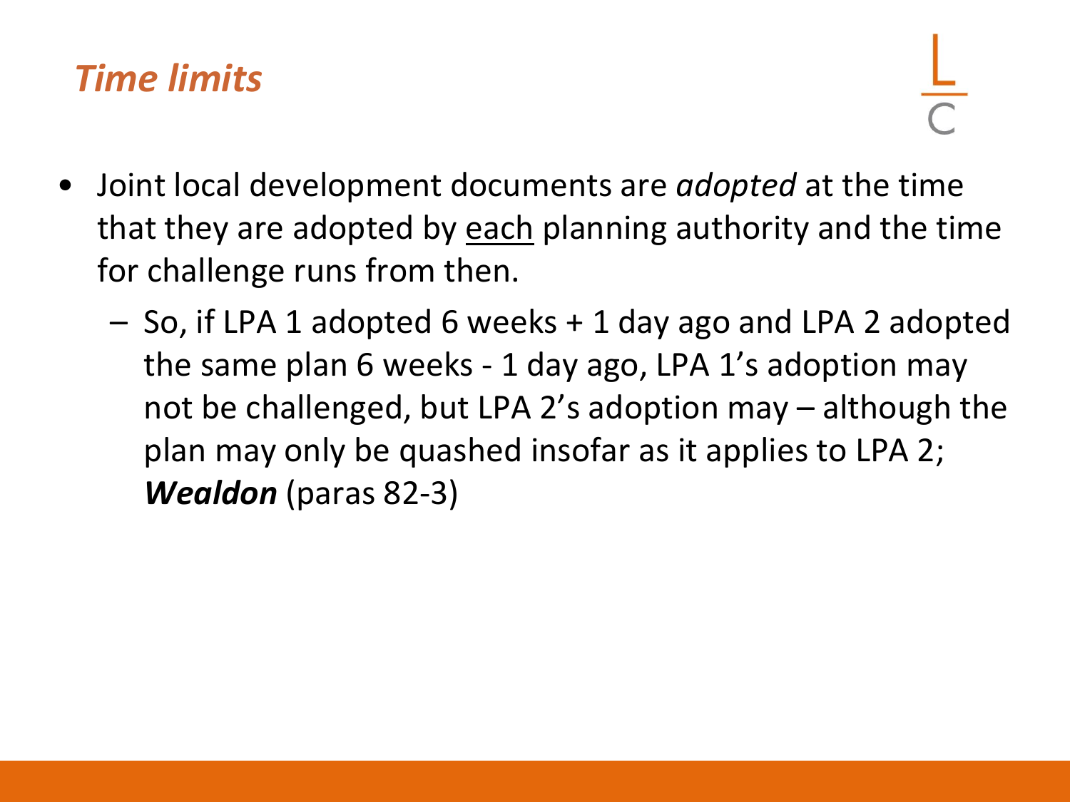## *Time limits*

- Joint local development documents are *adopted* at the time that they are adopted by <u>each</u> planning authority and the time for challenge runs from then.
  - So, if LPA 1 adopted 6 weeks + 1 day ago and LPA 2 adopted the same plan 6 weeks - 1 day ago, LPA 1's adoption may not be challenged, but LPA 2's adoption may – although the plan may only be quashed insofar as it applies to LPA 2; ***Wealdon*** (paras 82-3)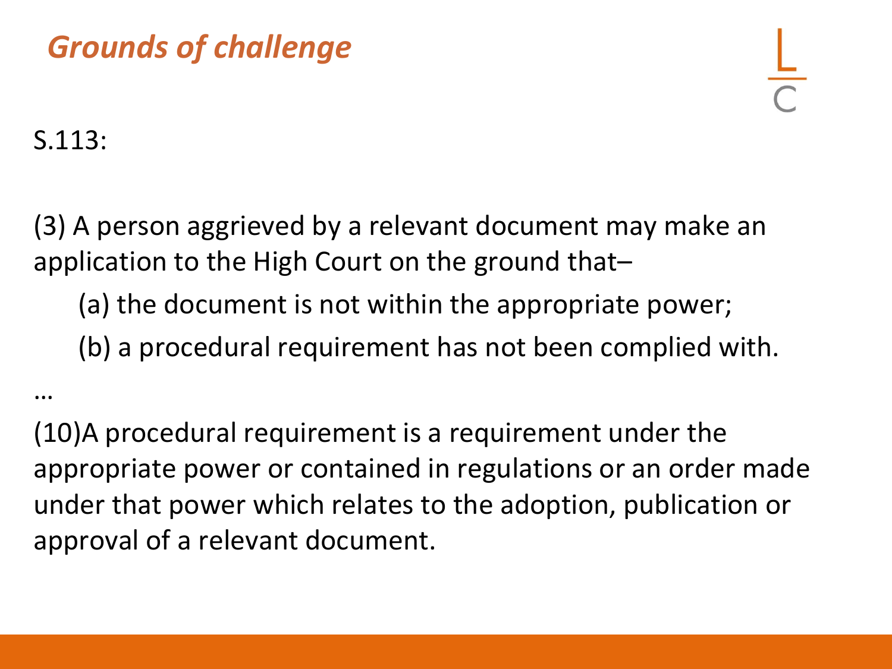## *Grounds of challenge*

S.113:

(3) A person aggrieved by a relevant document may make an application to the High Court on the ground that–

(a) the document is not within the appropriate power;

(b) a procedural requirement has not been complied with.

…

(10)A procedural requirement is a requirement under the appropriate power or contained in regulations or an order made under that power which relates to the adoption, publication or approval of a relevant document.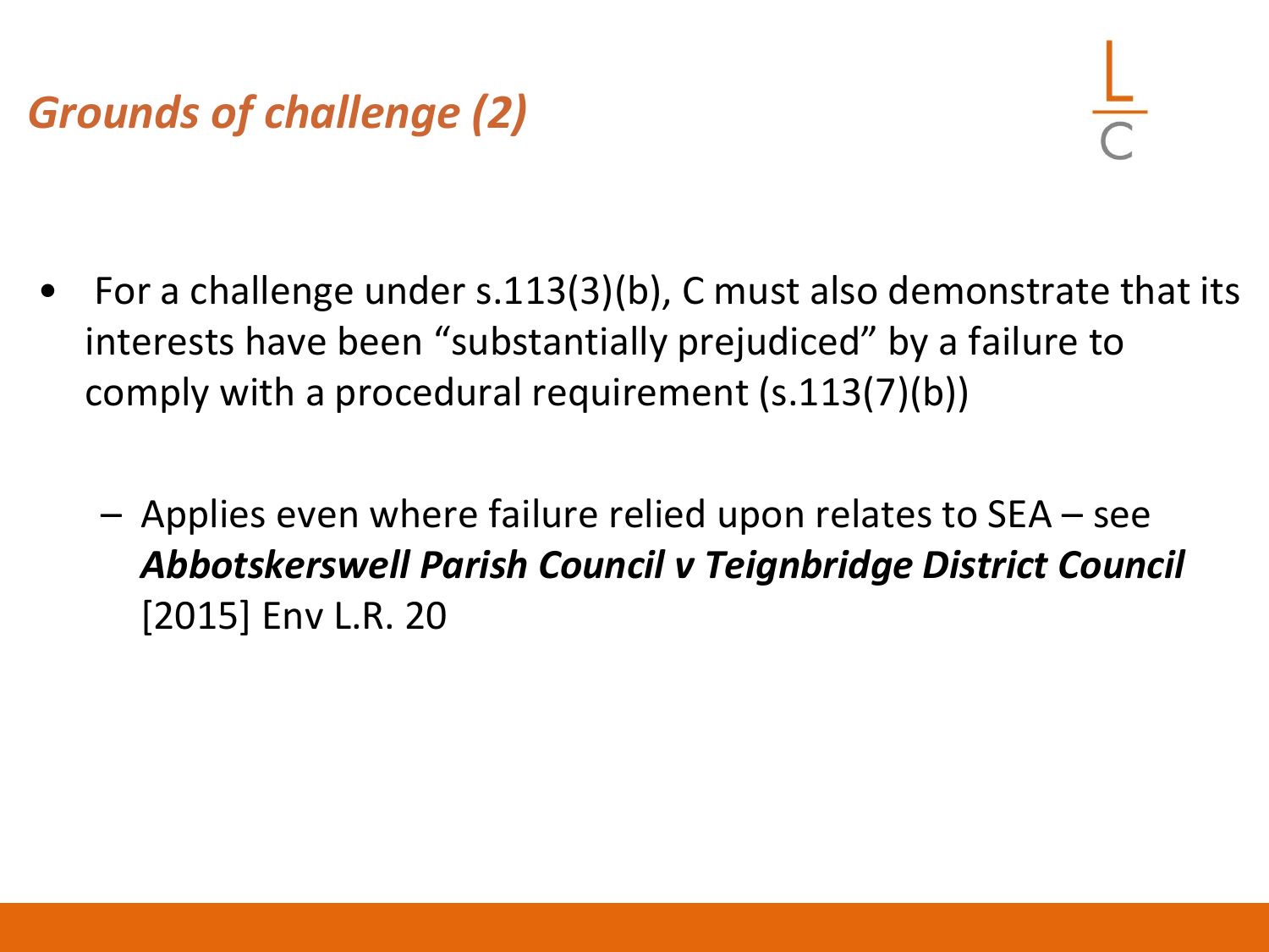## *Grounds of challenge (2)*

- For a challenge under s.113(3)(b), C must also demonstrate that its interests have been "substantially prejudiced" by a failure to comply with a procedural requirement (s.113(7)(b))
  - Applies even where failure relied upon relates to SEA – see ***Abbotskerswell Parish Council v Teignbridge District Council*** [2015] Env L.R. 20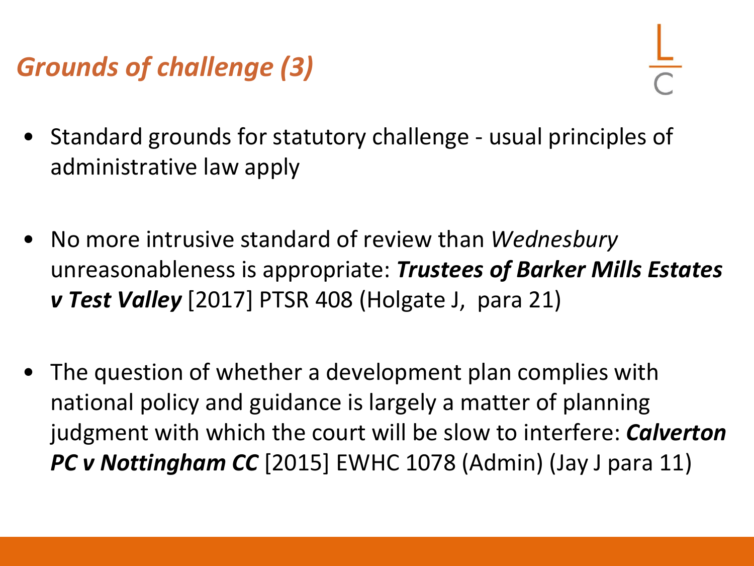## *Grounds of challenge (3)*

- Standard grounds for statutory challenge - usual principles of administrative law apply

- No more intrusive standard of review than *Wednesbury* unreasonableness is appropriate: ***Trustees of Barker Mills Estates v Test Valley*** [2017] PTSR 408 (Holgate J, para 21)

- The question of whether a development plan complies with national policy and guidance is largely a matter of planning judgment with which the court will be slow to interfere: ***Calverton PC v Nottingham CC*** [2015] EWHC 1078 (Admin) (Jay J para 11)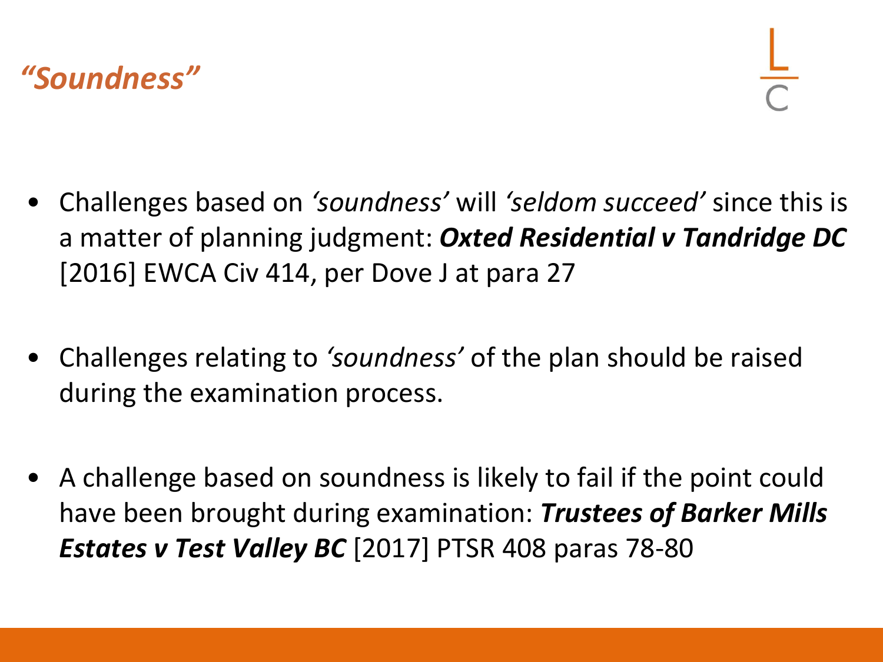# *"Soundness"*

- Challenges based on *'soundness'* will *'seldom succeed'* since this is a matter of planning judgment: ***Oxted Residential v Tandridge DC*** [2016] EWCA Civ 414, per Dove J at para 27

- Challenges relating to *'soundness'* of the plan should be raised during the examination process.

- A challenge based on soundness is likely to fail if the point could have been brought during examination: ***Trustees of Barker Mills Estates v Test Valley BC*** [2017] PTSR 408 paras 78-80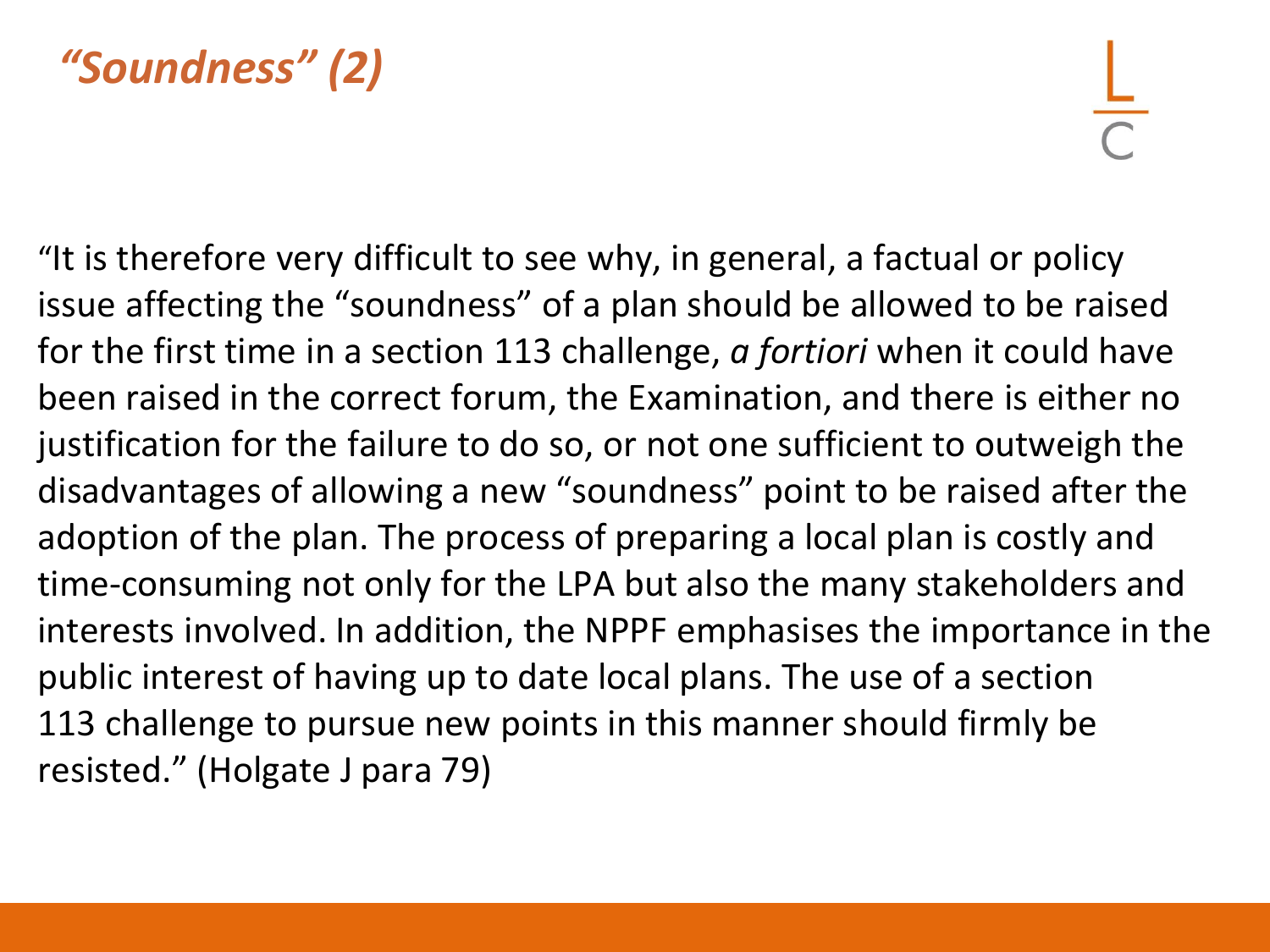# *"Soundness" (2)*

"It is therefore very difficult to see why, in general, a factual or policy issue affecting the "soundness" of a plan should be allowed to be raised for the first time in a section 113 challenge, *a fortiori* when it could have been raised in the correct forum, the Examination, and there is either no justification for the failure to do so, or not one sufficient to outweigh the disadvantages of allowing a new "soundness" point to be raised after the adoption of the plan. The process of preparing a local plan is costly and time-consuming not only for the LPA but also the many stakeholders and interests involved. In addition, the NPPF emphasises the importance in the public interest of having up to date local plans. The use of a section 113 challenge to pursue new points in this manner should firmly be resisted." (Holgate J para 79)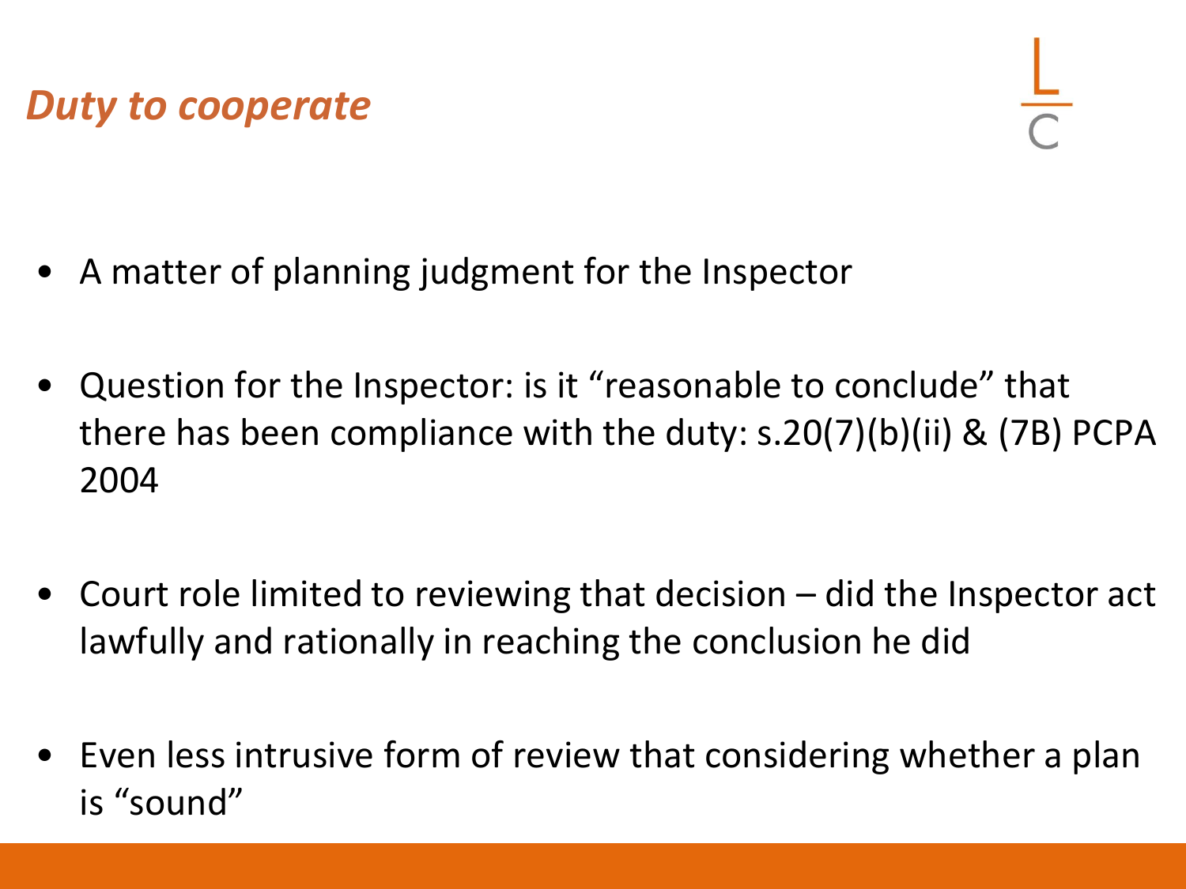## *Duty to cooperate*

- A matter of planning judgment for the Inspector
- Question for the Inspector: is it "reasonable to conclude" that there has been compliance with the duty: s.20(7)(b)(ii) & (7B) PCPA 2004
- Court role limited to reviewing that decision – did the Inspector act lawfully and rationally in reaching the conclusion he did
- Even less intrusive form of review that considering whether a plan is "sound"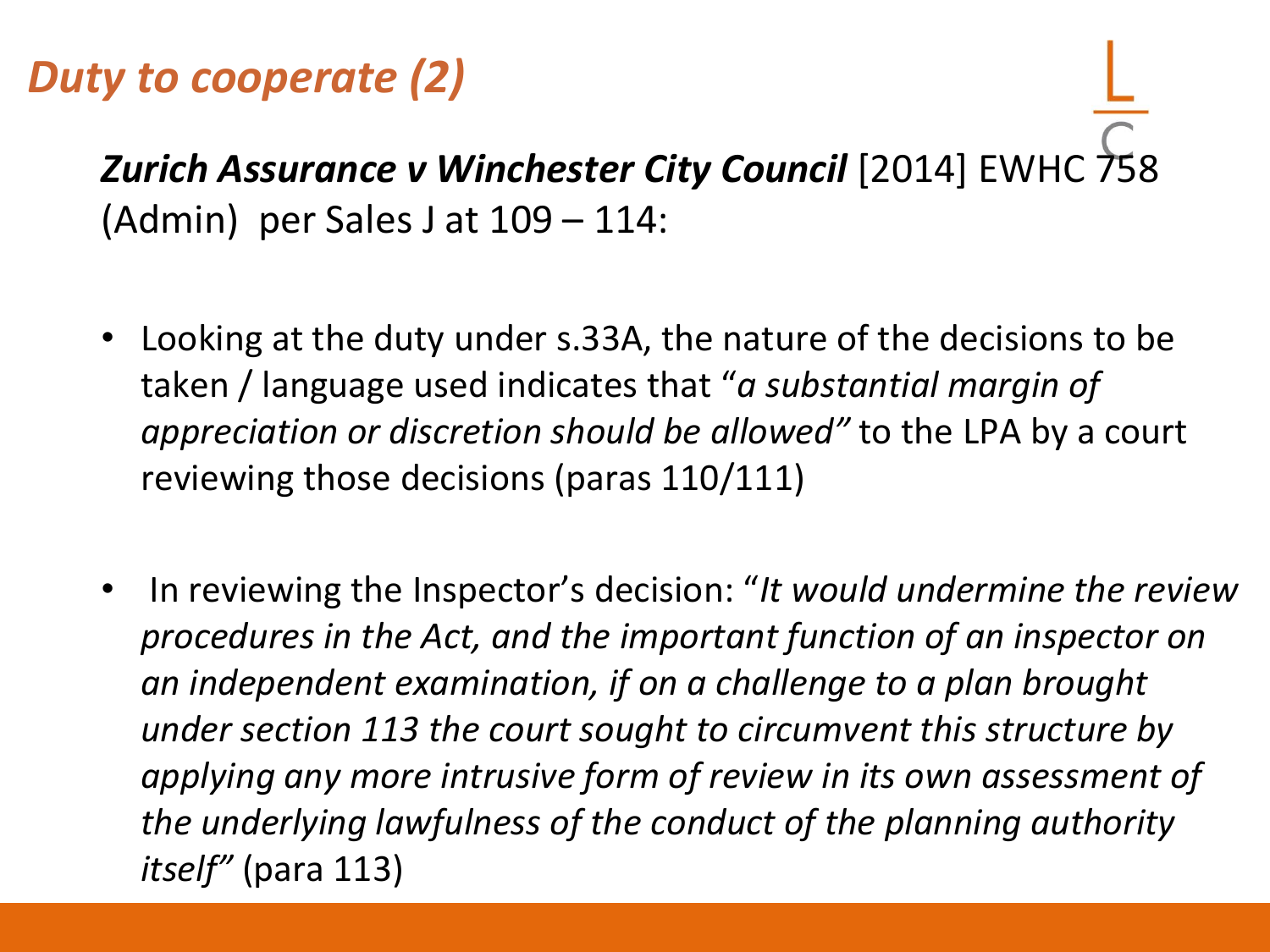## *Duty to cooperate (2)*

***Zurich Assurance v Winchester City Council*** [2014] EWHC 758 (Admin) per Sales J at 109 – 114:

- Looking at the duty under s.33A, the nature of the decisions to be taken / language used indicates that "*a substantial margin of appreciation or discretion should be allowed"* to the LPA by a court reviewing those decisions (paras 110/111)

- In reviewing the Inspector's decision: "*It would undermine the review procedures in the Act, and the important function of an inspector on an independent examination, if on a challenge to a plan brought under section 113 the court sought to circumvent this structure by applying any more intrusive form of review in its own assessment of the underlying lawfulness of the conduct of the planning authority itself"* (para 113)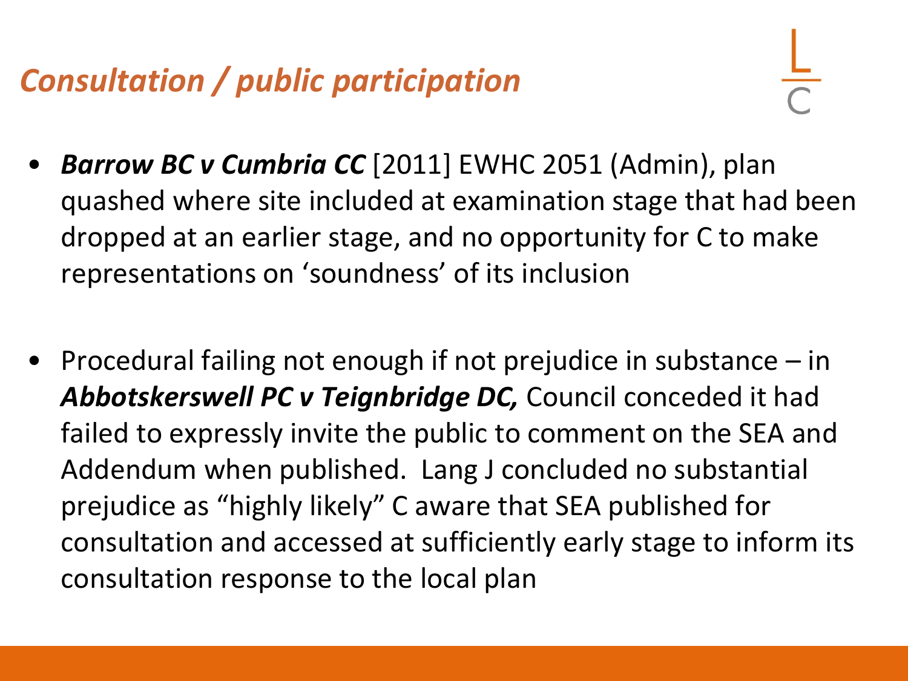# *Consultation / public participation*

- ***Barrow BC v Cumbria CC*** [2011] EWHC 2051 (Admin), plan quashed where site included at examination stage that had been dropped at an earlier stage, and no opportunity for C to make representations on 'soundness' of its inclusion

- Procedural failing not enough if not prejudice in substance – in ***Abbotskerswell PC v Teignbridge DC,*** Council conceded it had failed to expressly invite the public to comment on the SEA and Addendum when published. Lang J concluded no substantial prejudice as "highly likely" C aware that SEA published for consultation and accessed at sufficiently early stage to inform its consultation response to the local plan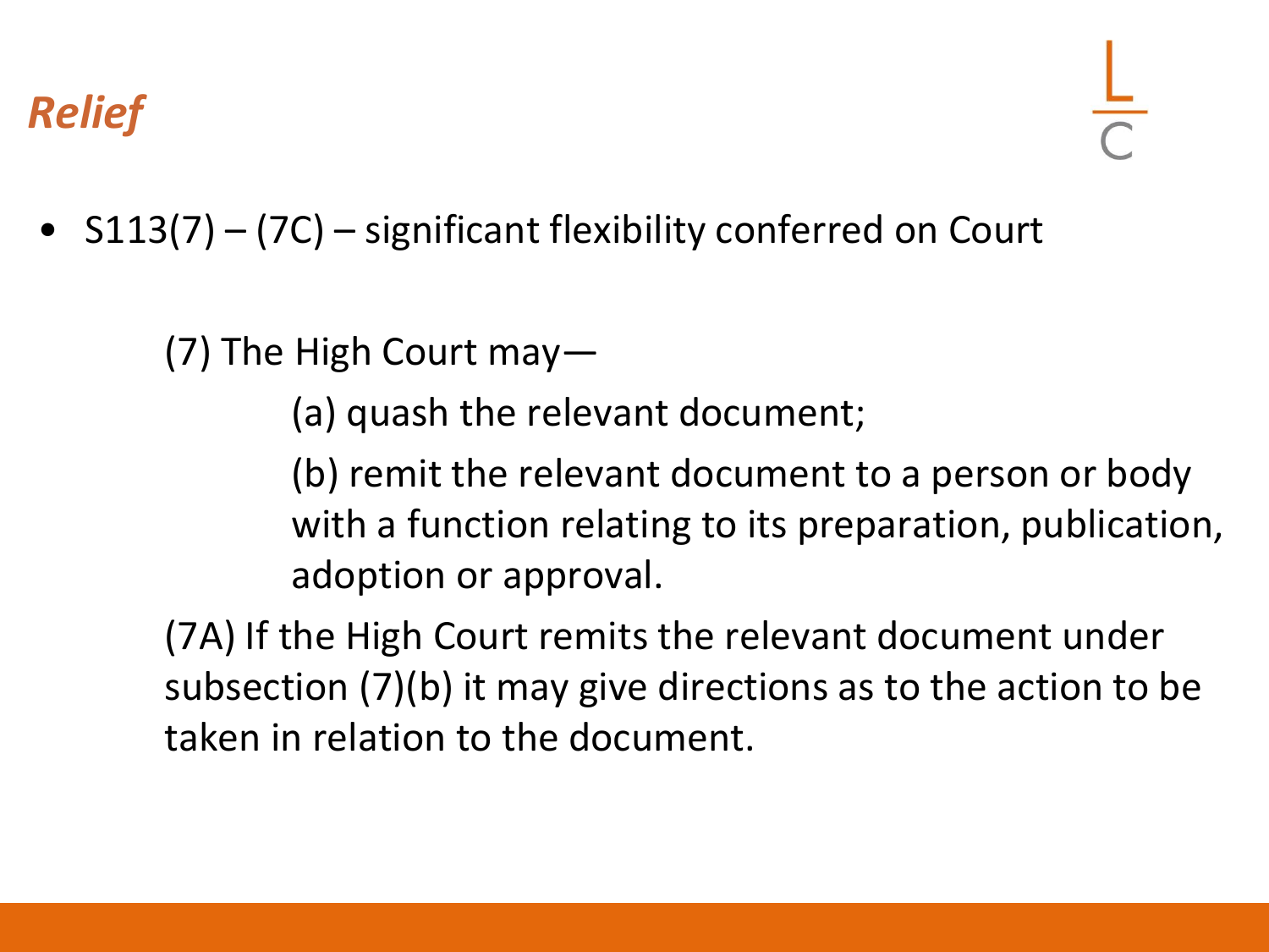## *Relief*

- S113(7) – (7C) – significant flexibility conferred on Court

  (7) The High Court may—

  (a) quash the relevant document;

  (b) remit the relevant document to a person or body with a function relating to its preparation, publication, adoption or approval.

  (7A) If the High Court remits the relevant document under subsection (7)(b) it may give directions as to the action to be taken in relation to the document.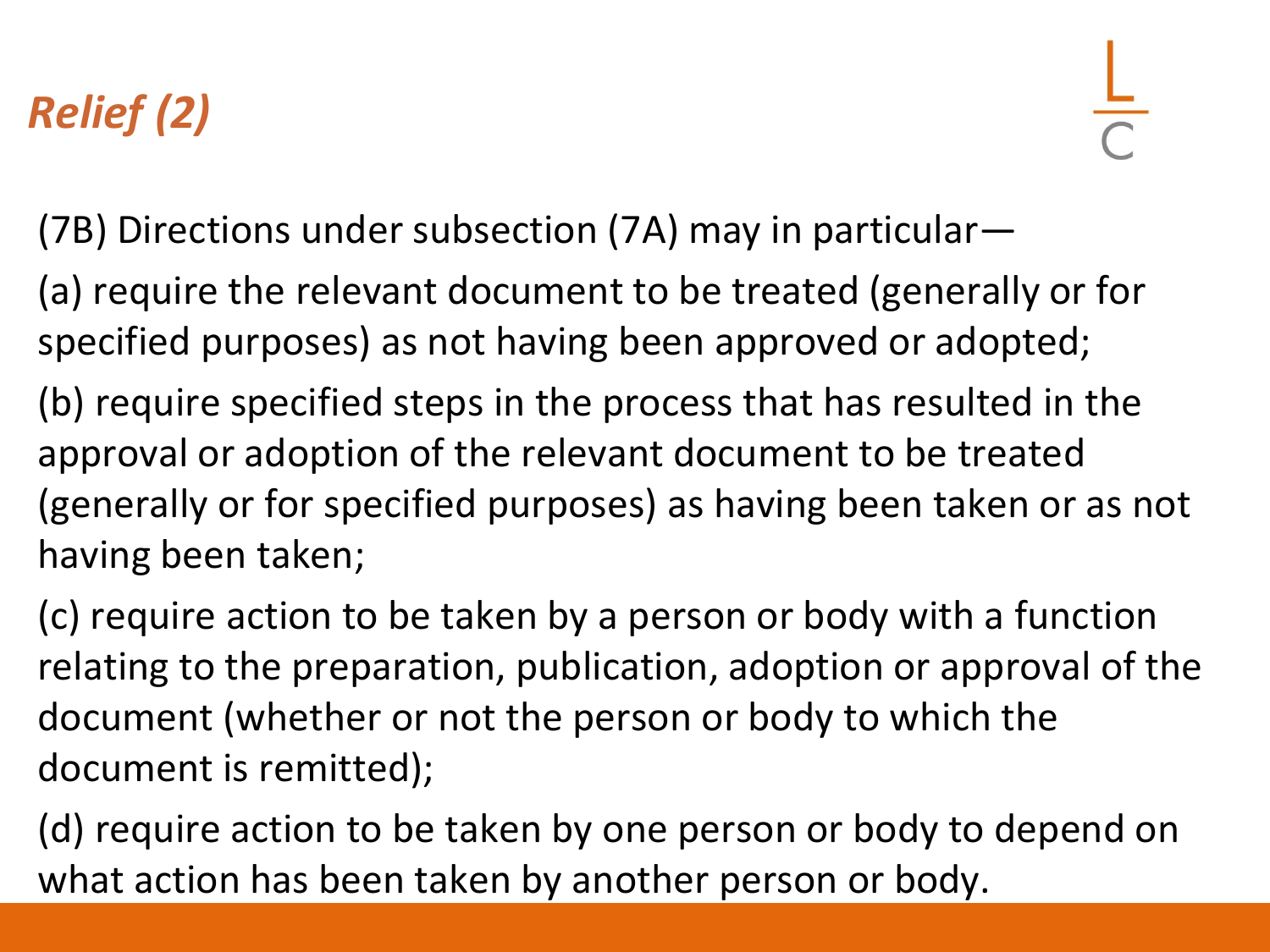## *Relief (2)*

(7B) Directions under subsection (7A) may in particular—

(a) require the relevant document to be treated (generally or for specified purposes) as not having been approved or adopted;

(b) require specified steps in the process that has resulted in the approval or adoption of the relevant document to be treated (generally or for specified purposes) as having been taken or as not having been taken;

(c) require action to be taken by a person or body with a function relating to the preparation, publication, adoption or approval of the document (whether or not the person or body to which the document is remitted);

(d) require action to be taken by one person or body to depend on what action has been taken by another person or body.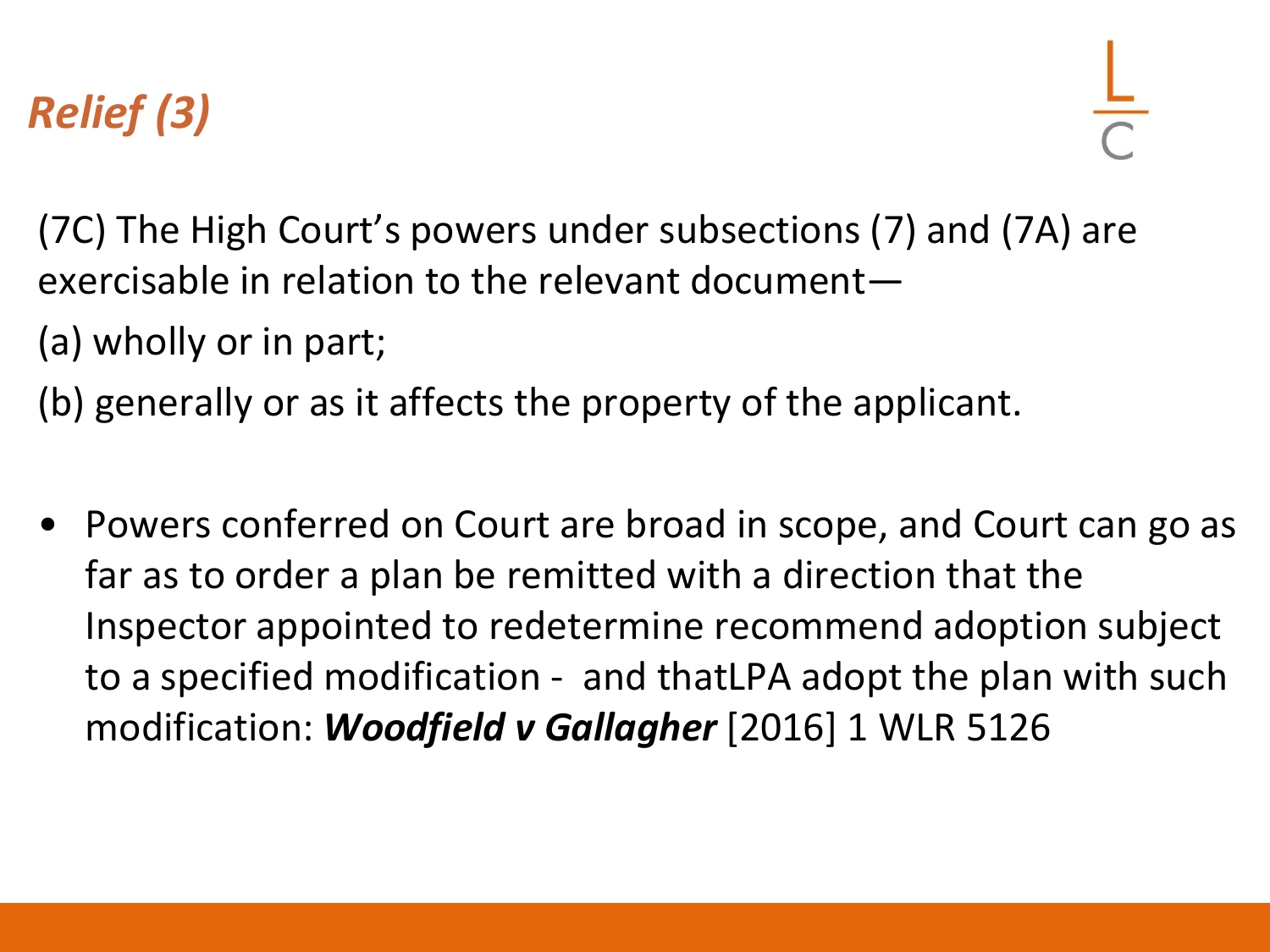# *Relief (3)*

(7C) The High Court's powers under subsections (7) and (7A) are exercisable in relation to the relevant document—

(a) wholly or in part;

(b) generally or as it affects the property of the applicant.

- Powers conferred on Court are broad in scope, and Court can go as far as to order a plan be remitted with a direction that the Inspector appointed to redetermine recommend adoption subject to a specified modification - and thatLPA adopt the plan with such modification: ***Woodfield v Gallagher*** [2016] 1 WLR 5126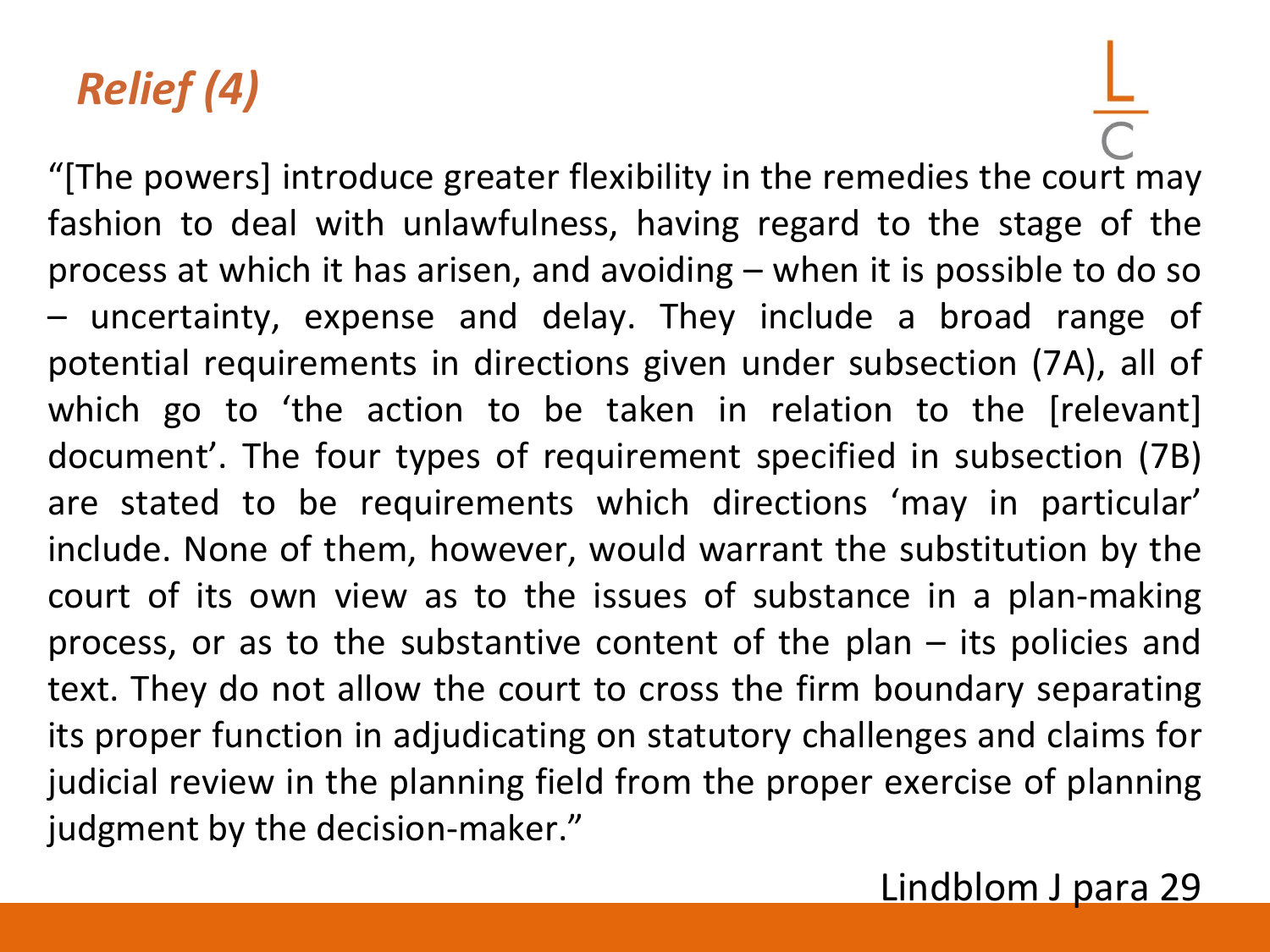## *Relief (4)*

"[The powers] introduce greater flexibility in the remedies the court may fashion to deal with unlawfulness, having regard to the stage of the process at which it has arisen, and avoiding – when it is possible to do so – uncertainty, expense and delay. They include a broad range of potential requirements in directions given under subsection (7A), all of which go to 'the action to be taken in relation to the [relevant] document'. The four types of requirement specified in subsection (7B) are stated to be requirements which directions 'may in particular' include. None of them, however, would warrant the substitution by the court of its own view as to the issues of substance in a plan-making process, or as to the substantive content of the plan – its policies and text. They do not allow the court to cross the firm boundary separating its proper function in adjudicating on statutory challenges and claims for judicial review in the planning field from the proper exercise of planning judgment by the decision-maker."

Lindblom J para 29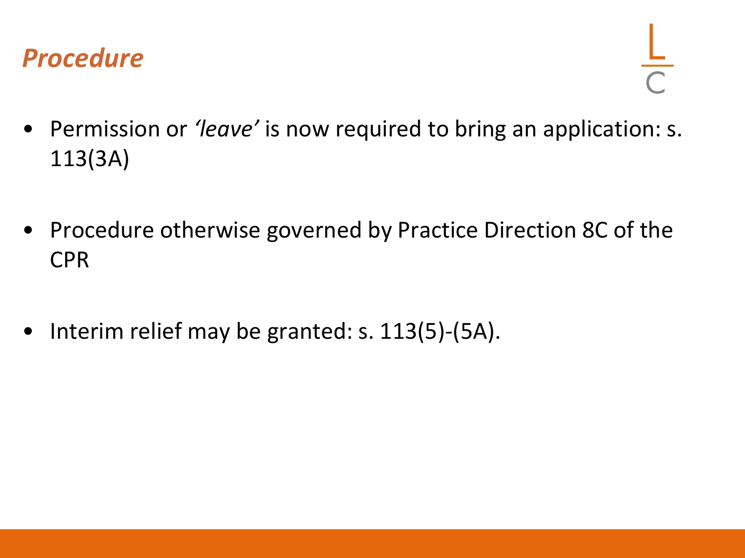## *Procedure*

- Permission or *'leave'* is now required to bring an application: s. 113(3A)
- Procedure otherwise governed by Practice Direction 8C of the CPR
- Interim relief may be granted: s. 113(5)-(5A).